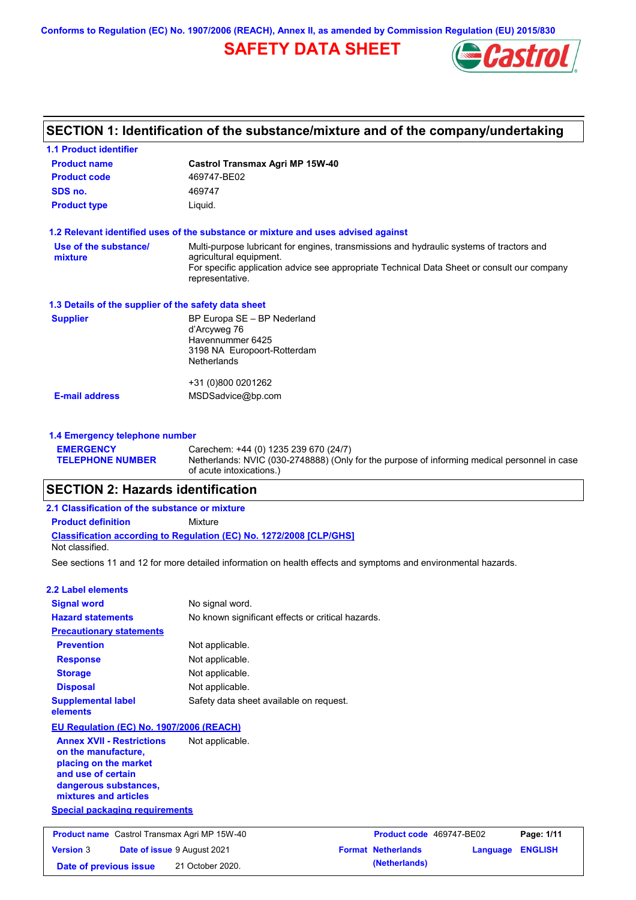Conforms to Regulation (EC) No. 1907/2006 (REACH), Annex II, as amended by Commission Regulation (EU) 2015/830

# SAFETY DATA SHEET

## SECTION 1: Identification of the substance/mixture and of the company/undertaking

### 1.1 Product identifier

**Product name** — **Castrol Transmax Agri MP 15W-40**

**Product code** — 469747-BE02

**SDS no.** — 469747

**Product type** — Liquid.

### 1.2 Relevant identified uses of the substance or mixture and uses advised against

**Use of the substance/ mixture** — Multi-purpose lubricant for engines, transmissions and hydraulic systems of tractors and agricultural equipment.
For specific application advice see appropriate Technical Data Sheet or consult our company representative.

### 1.3 Details of the supplier of the safety data sheet

**Supplier** — BP Europa SE – BP Nederland
d'Arcyweg 76
Havennummer 6425
3198 NA Europoort-Rotterdam
Netherlands

+31 (0)800 0201262

**E-mail address** — MSDSadvice@bp.com

### 1.4 Emergency telephone number

**EMERGENCY TELEPHONE NUMBER** — Carechem: +44 (0) 1235 239 670 (24/7)
Netherlands: NVIC (030-2748888) (Only for the purpose of informing medical personnel in case of acute intoxications.)

## SECTION 2: Hazards identification

### 2.1 Classification of the substance or mixture

**Product definition** — Mixture

**Classification according to Regulation (EC) No. 1272/2008 [CLP/GHS]**

Not classified.

See sections 11 and 12 for more detailed information on health effects and symptoms and environmental hazards.

### 2.2 Label elements

**Signal word** — No signal word.

**Hazard statements** — No known significant effects or critical hazards.

**Precautionary statements**

**Prevention** — Not applicable.

**Response** — Not applicable.

**Storage** — Not applicable.

**Disposal** — Not applicable.

**Supplemental label elements** — Safety data sheet available on request.

**EU Regulation (EC) No. 1907/2006 (REACH)**

**Annex XVII - Restrictions on the manufacture, placing on the market and use of certain dangerous substances, mixtures and articles** — Not applicable.

**Special packaging requirements**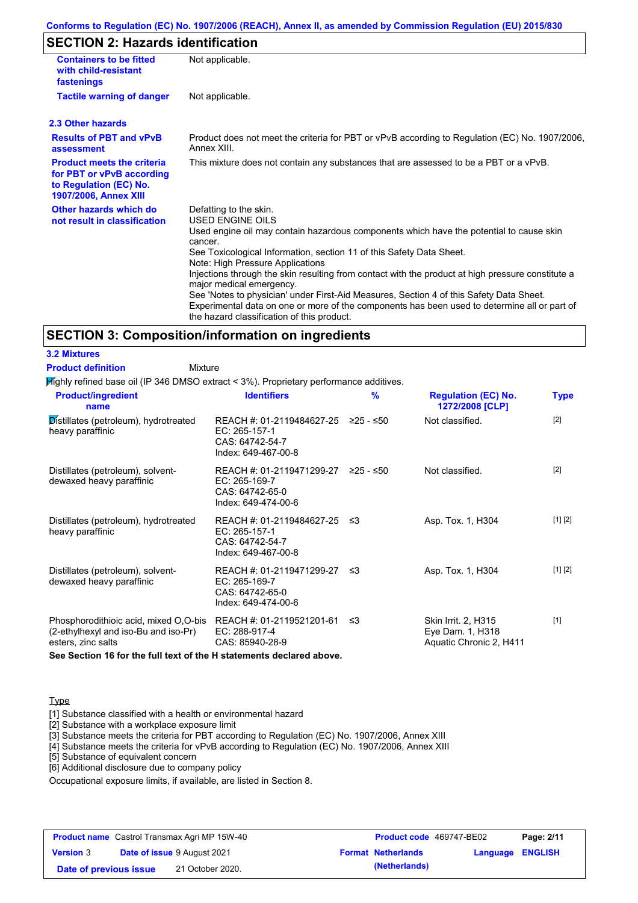## SECTION 2: Hazards identification

| | |
|---|---|
| **Containers to be fitted with child-resistant fastenings** | Not applicable. |
| **Tactile warning of danger** | Not applicable. |

### 2.3 Other hazards

| | |
|---|---|
| **Results of PBT and vPvB assessment** | Product does not meet the criteria for PBT or vPvB according to Regulation (EC) No. 1907/2006, Annex XIII. |
| **Product meets the criteria for PBT or vPvB according to Regulation (EC) No. 1907/2006, Annex XIII** | This mixture does not contain any substances that are assessed to be a PBT or a vPvB. |
| **Other hazards which do not result in classification** | Defatting to the skin.<br>USED ENGINE OILS<br>Used engine oil may contain hazardous components which have the potential to cause skin cancer.<br>See Toxicological Information, section 11 of this Safety Data Sheet.<br>Note: High Pressure Applications<br>Injections through the skin resulting from contact with the product at high pressure constitute a major medical emergency.<br>See 'Notes to physician' under First-Aid Measures, Section 4 of this Safety Data Sheet.<br>Experimental data on one or more of the components has been used to determine all or part of the hazard classification of this product. |

## SECTION 3: Composition/information on ingredients

### 3.2 Mixtures

**Product definition** Mixture

Highly refined base oil (IP 346 DMSO extract < 3%). Proprietary performance additives.

| Product/ingredient name | Identifiers | % | Regulation (EC) No. 1272/2008 [CLP] | Type |
|---|---|---|---|---|
| Distillates (petroleum), hydrotreated heavy paraffinic | REACH #: 01-2119484627-25<br>EC: 265-157-1<br>CAS: 64742-54-7<br>Index: 649-467-00-8 | ≥25 - ≤50 | Not classified. | [2] |
| Distillates (petroleum), solvent-dewaxed heavy paraffinic | REACH #: 01-2119471299-27<br>EC: 265-169-7<br>CAS: 64742-65-0<br>Index: 649-474-00-6 | ≥25 - ≤50 | Not classified. | [2] |
| Distillates (petroleum), hydrotreated heavy paraffinic | REACH #: 01-2119484627-25<br>EC: 265-157-1<br>CAS: 64742-54-7<br>Index: 649-467-00-8 | ≤3 | Asp. Tox. 1, H304 | [1] [2] |
| Distillates (petroleum), solvent-dewaxed heavy paraffinic | REACH #: 01-2119471299-27<br>EC: 265-169-7<br>CAS: 64742-65-0<br>Index: 649-474-00-6 | ≤3 | Asp. Tox. 1, H304 | [1] [2] |
| Phosphorodithioic acid, mixed O,O-bis (2-ethylhexyl and iso-Bu and iso-Pr) esters, zinc salts | REACH #: 01-2119521201-61<br>EC: 288-917-4<br>CAS: 85940-28-9 | ≤3 | Skin Irrit. 2, H315<br>Eye Dam. 1, H318<br>Aquatic Chronic 2, H411 | [1] |

**See Section 16 for the full text of the H statements declared above.**

Type

[1] Substance classified with a health or environmental hazard
[2] Substance with a workplace exposure limit
[3] Substance meets the criteria for PBT according to Regulation (EC) No. 1907/2006, Annex XIII
[4] Substance meets the criteria for vPvB according to Regulation (EC) No. 1907/2006, Annex XIII
[5] Substance of equivalent concern
[6] Additional disclosure due to company policy

Occupational exposure limits, if available, are listed in Section 8.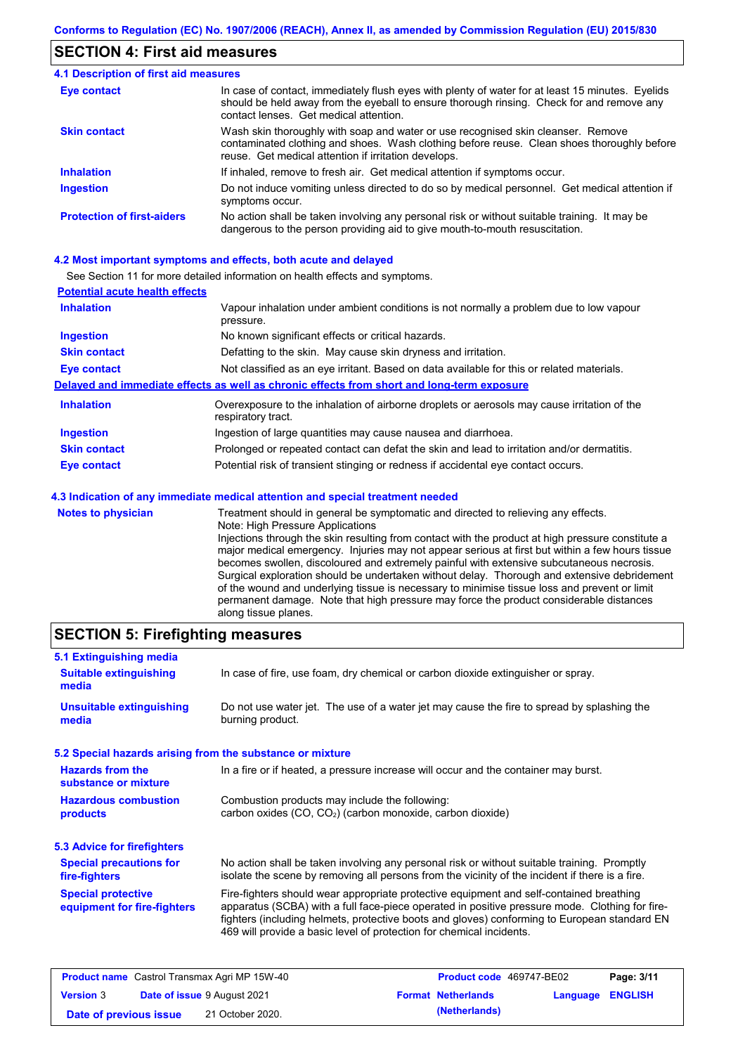## SECTION 4: First aid measures

### 4.1 Description of first aid measures

| | |
|---|---|
| **Eye contact** | In case of contact, immediately flush eyes with plenty of water for at least 15 minutes. Eyelids should be held away from the eyeball to ensure thorough rinsing. Check for and remove any contact lenses. Get medical attention. |
| **Skin contact** | Wash skin thoroughly with soap and water or use recognised skin cleanser. Remove contaminated clothing and shoes. Wash clothing before reuse. Clean shoes thoroughly before reuse. Get medical attention if irritation develops. |
| **Inhalation** | If inhaled, remove to fresh air. Get medical attention if symptoms occur. |
| **Ingestion** | Do not induce vomiting unless directed to do so by medical personnel. Get medical attention if symptoms occur. |
| **Protection of first-aiders** | No action shall be taken involving any personal risk or without suitable training. It may be dangerous to the person providing aid to give mouth-to-mouth resuscitation. |

### 4.2 Most important symptoms and effects, both acute and delayed

See Section 11 for more detailed information on health effects and symptoms.

**Potential acute health effects**

| | |
|---|---|
| **Inhalation** | Vapour inhalation under ambient conditions is not normally a problem due to low vapour pressure. |
| **Ingestion** | No known significant effects or critical hazards. |
| **Skin contact** | Defatting to the skin. May cause skin dryness and irritation. |
| **Eye contact** | Not classified as an eye irritant. Based on data available for this or related materials. |

**Delayed and immediate effects as well as chronic effects from short and long-term exposure**

| | |
|---|---|
| **Inhalation** | Overexposure to the inhalation of airborne droplets or aerosols may cause irritation of the respiratory tract. |
| **Ingestion** | Ingestion of large quantities may cause nausea and diarrhoea. |
| **Skin contact** | Prolonged or repeated contact can defat the skin and lead to irritation and/or dermatitis. |
| **Eye contact** | Potential risk of transient stinging or redness if accidental eye contact occurs. |

### 4.3 Indication of any immediate medical attention and special treatment needed

| | |
|---|---|
| **Notes to physician** | Treatment should in general be symptomatic and directed to relieving any effects. Note: High Pressure Applications Injections through the skin resulting from contact with the product at high pressure constitute a major medical emergency. Injuries may not appear serious at first but within a few hours tissue becomes swollen, discoloured and extremely painful with extensive subcutaneous necrosis. Surgical exploration should be undertaken without delay. Thorough and extensive debridement of the wound and underlying tissue is necessary to minimise tissue loss and prevent or limit permanent damage. Note that high pressure may force the product considerable distances along tissue planes. |

## SECTION 5: Firefighting measures

### 5.1 Extinguishing media

| | |
|---|---|
| **Suitable extinguishing media** | In case of fire, use foam, dry chemical or carbon dioxide extinguisher or spray. |
| **Unsuitable extinguishing media** | Do not use water jet. The use of a water jet may cause the fire to spread by splashing the burning product. |

### 5.2 Special hazards arising from the substance or mixture

| | |
|---|---|
| **Hazards from the substance or mixture** | In a fire or if heated, a pressure increase will occur and the container may burst. |
| **Hazardous combustion products** | Combustion products may include the following: carbon oxides (CO, $CO_2$) (carbon monoxide, carbon dioxide) |

### 5.3 Advice for firefighters

| | |
|---|---|
| **Special precautions for fire-fighters** | No action shall be taken involving any personal risk or without suitable training. Promptly isolate the scene by removing all persons from the vicinity of the incident if there is a fire. |
| **Special protective equipment for fire-fighters** | Fire-fighters should wear appropriate protective equipment and self-contained breathing apparatus (SCBA) with a full face-piece operated in positive pressure mode. Clothing for fire-fighters (including helmets, protective boots and gloves) conforming to European standard EN 469 will provide a basic level of protection for chemical incidents. |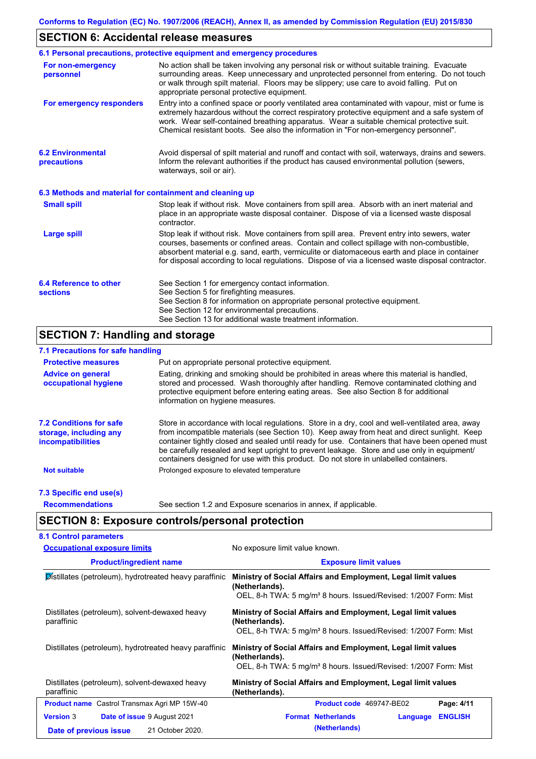Conforms to Regulation (EC) No. 1907/2006 (REACH), Annex II, as amended by Commission Regulation (EU) 2015/830

## SECTION 6: Accidental release measures

### 6.1 Personal precautions, protective equipment and emergency procedures

**For non-emergency personnel**: No action shall be taken involving any personal risk or without suitable training. Evacuate surrounding areas. Keep unnecessary and unprotected personnel from entering. Do not touch or walk through spilt material. Floors may be slippery; use care to avoid falling. Put on appropriate personal protective equipment.

**For emergency responders**: Entry into a confined space or poorly ventilated area contaminated with vapour, mist or fume is extremely hazardous without the correct respiratory protective equipment and a safe system of work. Wear self-contained breathing apparatus. Wear a suitable chemical protective suit. Chemical resistant boots. See also the information in "For non-emergency personnel".

### 6.2 Environmental precautions

Avoid dispersal of spilt material and runoff and contact with soil, waterways, drains and sewers. Inform the relevant authorities if the product has caused environmental pollution (sewers, waterways, soil or air).

### 6.3 Methods and material for containment and cleaning up

**Small spill**: Stop leak if without risk. Move containers from spill area. Absorb with an inert material and place in an appropriate waste disposal container. Dispose of via a licensed waste disposal contractor.

**Large spill**: Stop leak if without risk. Move containers from spill area. Prevent entry into sewers, water courses, basements or confined areas. Contain and collect spillage with non-combustible, absorbent material e.g. sand, earth, vermiculite or diatomaceous earth and place in container for disposal according to local regulations. Dispose of via a licensed waste disposal contractor.

### 6.4 Reference to other sections

See Section 1 for emergency contact information.
See Section 5 for firefighting measures.
See Section 8 for information on appropriate personal protective equipment.
See Section 12 for environmental precautions.
See Section 13 for additional waste treatment information.

## SECTION 7: Handling and storage

### 7.1 Precautions for safe handling

**Protective measures**: Put on appropriate personal protective equipment.

**Advice on general occupational hygiene**: Eating, drinking and smoking should be prohibited in areas where this material is handled, stored and processed. Wash thoroughly after handling. Remove contaminated clothing and protective equipment before entering eating areas. See also Section 8 for additional information on hygiene measures.

### 7.2 Conditions for safe storage, including any incompatibilities

Store in accordance with local regulations. Store in a dry, cool and well-ventilated area, away from incompatible materials (see Section 10). Keep away from heat and direct sunlight. Keep container tightly closed and sealed until ready for use. Containers that have been opened must be carefully resealed and kept upright to prevent leakage. Store and use only in equipment/containers designed for use with this product. Do not store in unlabelled containers.

**Not suitable**: Prolonged exposure to elevated temperature

### 7.3 Specific end use(s)

**Recommendations**: See section 1.2 and Exposure scenarios in annex, if applicable.

## SECTION 8: Exposure controls/personal protection

### 8.1 Control parameters

**Occupational exposure limits**: No exposure limit value known.

| Product/ingredient name | Exposure limit values |
|---|---|
| Distillates (petroleum), hydrotreated heavy paraffinic | **Ministry of Social Affairs and Employment, Legal limit values (Netherlands).** OEL, 8-h TWA: 5 mg/m³ 8 hours. Issued/Revised: 1/2007 Form: Mist |
| Distillates (petroleum), solvent-dewaxed heavy paraffinic | **Ministry of Social Affairs and Employment, Legal limit values (Netherlands).** OEL, 8-h TWA: 5 mg/m³ 8 hours. Issued/Revised: 1/2007 Form: Mist |
| Distillates (petroleum), hydrotreated heavy paraffinic | **Ministry of Social Affairs and Employment, Legal limit values (Netherlands).** OEL, 8-h TWA: 5 mg/m³ 8 hours. Issued/Revised: 1/2007 Form: Mist |
| Distillates (petroleum), solvent-dewaxed heavy paraffinic | **Ministry of Social Affairs and Employment, Legal limit values (Netherlands).** |

**Product name** Castrol Transmax Agri MP 15W-40 | **Product code** 469747-BE02
**Version** 3 | **Date of issue** 9 August 2021 | **Date of previous issue** 21 October 2020.
**Format** Netherlands (Netherlands) | **Language** ENGLISH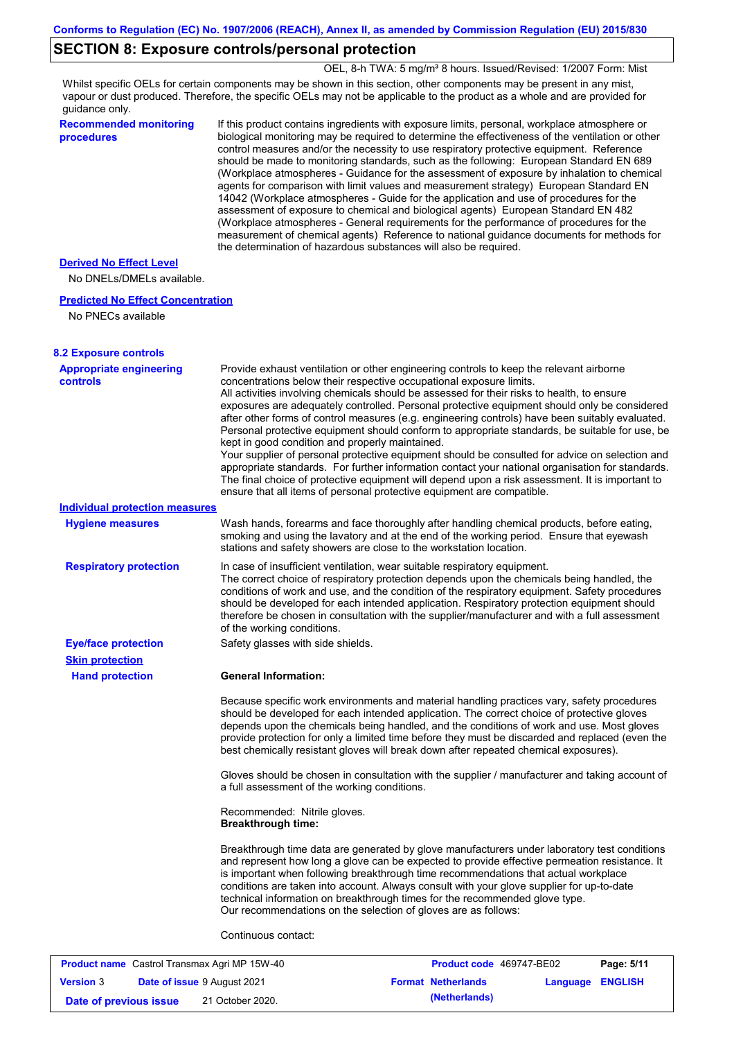## SECTION 8: Exposure controls/personal protection

OEL, 8-h TWA: 5 mg/m³ 8 hours. Issued/Revised: 1/2007 Form: Mist

Whilst specific OELs for certain components may be shown in this section, other components may be present in any mist, vapour or dust produced. Therefore, the specific OELs may not be applicable to the product as a whole and are provided for guidance only.

**Recommended monitoring procedures**

If this product contains ingredients with exposure limits, personal, workplace atmosphere or biological monitoring may be required to determine the effectiveness of the ventilation or other control measures and/or the necessity to use respiratory protective equipment. Reference should be made to monitoring standards, such as the following: European Standard EN 689 (Workplace atmospheres - Guidance for the assessment of exposure by inhalation to chemical agents for comparison with limit values and measurement strategy) European Standard EN 14042 (Workplace atmospheres - Guide for the application and use of procedures for the assessment of exposure to chemical and biological agents) European Standard EN 482 (Workplace atmospheres - General requirements for the performance of procedures for the measurement of chemical agents) Reference to national guidance documents for methods for the determination of hazardous substances will also be required.

**Derived No Effect Level**

No DNELs/DMELs available.

**Predicted No Effect Concentration**

No PNECs available

### 8.2 Exposure controls

**Appropriate engineering controls**

Provide exhaust ventilation or other engineering controls to keep the relevant airborne concentrations below their respective occupational exposure limits.
All activities involving chemicals should be assessed for their risks to health, to ensure exposures are adequately controlled. Personal protective equipment should only be considered after other forms of control measures (e.g. engineering controls) have been suitably evaluated. Personal protective equipment should conform to appropriate standards, be suitable for use, be kept in good condition and properly maintained.
Your supplier of personal protective equipment should be consulted for advice on selection and appropriate standards. For further information contact your national organisation for standards. The final choice of protective equipment will depend upon a risk assessment. It is important to ensure that all items of personal protective equipment are compatible.

**Individual protection measures**

**Hygiene measures**

Wash hands, forearms and face thoroughly after handling chemical products, before eating, smoking and using the lavatory and at the end of the working period. Ensure that eyewash stations and safety showers are close to the workstation location.

**Respiratory protection**

In case of insufficient ventilation, wear suitable respiratory equipment.
The correct choice of respiratory protection depends upon the chemicals being handled, the conditions of work and use, and the condition of the respiratory equipment. Safety procedures should be developed for each intended application. Respiratory protection equipment should therefore be chosen in consultation with the supplier/manufacturer and with a full assessment of the working conditions.

**Eye/face protection**

Safety glasses with side shields.

**Skin protection**

**Hand protection**

**General Information:**

Because specific work environments and material handling practices vary, safety procedures should be developed for each intended application. The correct choice of protective gloves depends upon the chemicals being handled, and the conditions of work and use. Most gloves provide protection for only a limited time before they must be discarded and replaced (even the best chemically resistant gloves will break down after repeated chemical exposures).

Gloves should be chosen in consultation with the supplier / manufacturer and taking account of a full assessment of the working conditions.

Recommended: Nitrile gloves.
**Breakthrough time:**

Breakthrough time data are generated by glove manufacturers under laboratory test conditions and represent how long a glove can be expected to provide effective permeation resistance. It is important when following breakthrough time recommendations that actual workplace conditions are taken into account. Always consult with your glove supplier for up-to-date technical information on breakthrough times for the recommended glove type.
Our recommendations on the selection of gloves are as follows:

Continuous contact: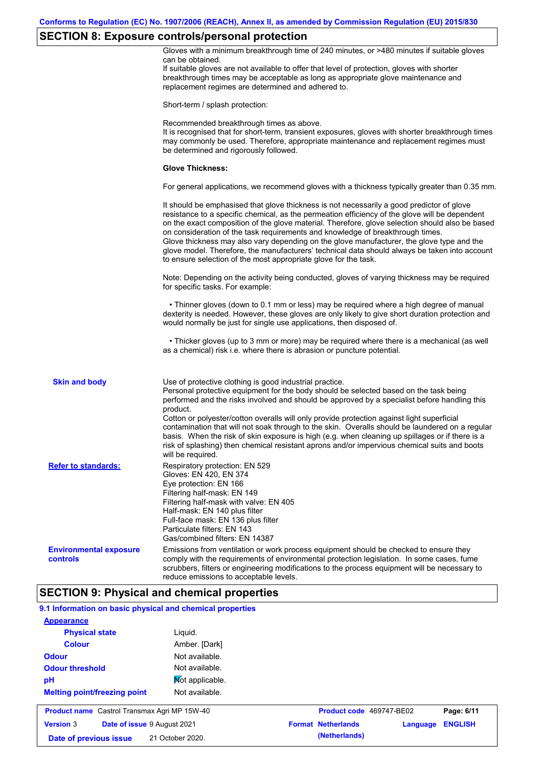## SECTION 8: Exposure controls/personal protection

Gloves with a minimum breakthrough time of 240 minutes, or >480 minutes if suitable gloves can be obtained.
If suitable gloves are not available to offer that level of protection, gloves with shorter breakthrough times may be acceptable as long as appropriate glove maintenance and replacement regimes are determined and adhered to.

Short-term / splash protection:

Recommended breakthrough times as above.
It is recognised that for short-term, transient exposures, gloves with shorter breakthrough times may commonly be used. Therefore, appropriate maintenance and replacement regimes must be determined and rigorously followed.

**Glove Thickness:**

For general applications, we recommend gloves with a thickness typically greater than 0.35 mm.

It should be emphasised that glove thickness is not necessarily a good predictor of glove resistance to a specific chemical, as the permeation efficiency of the glove will be dependent on the exact composition of the glove material. Therefore, glove selection should also be based on consideration of the task requirements and knowledge of breakthrough times.
Glove thickness may also vary depending on the glove manufacturer, the glove type and the glove model. Therefore, the manufacturers' technical data should always be taken into account to ensure selection of the most appropriate glove for the task.

Note: Depending on the activity being conducted, gloves of varying thickness may be required for specific tasks. For example:

- Thinner gloves (down to 0.1 mm or less) may be required where a high degree of manual dexterity is needed. However, these gloves are only likely to give short duration protection and would normally be just for single use applications, then disposed of.

- Thicker gloves (up to 3 mm or more) may be required where there is a mechanical (as well as a chemical) risk i.e. where there is abrasion or puncture potential.

**Skin and body**

Use of protective clothing is good industrial practice.
Personal protective equipment for the body should be selected based on the task being performed and the risks involved and should be approved by a specialist before handling this product.
Cotton or polyester/cotton overalls will only provide protection against light superficial contamination that will not soak through to the skin. Overalls should be laundered on a regular basis. When the risk of skin exposure is high (e.g. when cleaning up spillages or if there is a risk of splashing) then chemical resistant aprons and/or impervious chemical suits and boots will be required.

**Refer to standards:**

Respiratory protection: EN 529
Gloves: EN 420, EN 374
Eye protection: EN 166
Filtering half-mask: EN 149
Filtering half-mask with valve: EN 405
Half-mask: EN 140 plus filter
Full-face mask: EN 136 plus filter
Particulate filters: EN 143
Gas/combined filters: EN 14387

**Environmental exposure controls**

Emissions from ventilation or work process equipment should be checked to ensure they comply with the requirements of environmental protection legislation. In some cases, fume scrubbers, filters or engineering modifications to the process equipment will be necessary to reduce emissions to acceptable levels.

## SECTION 9: Physical and chemical properties

### 9.1 Information on basic physical and chemical properties

**Appearance**

| | |
|---|---|
| **Physical state** | Liquid. |
| **Colour** | Amber. [Dark] |
| **Odour** | Not available. |
| **Odour threshold** | Not available. |
| **pH** | Not applicable. |
| **Melting point/freezing point** | Not available. |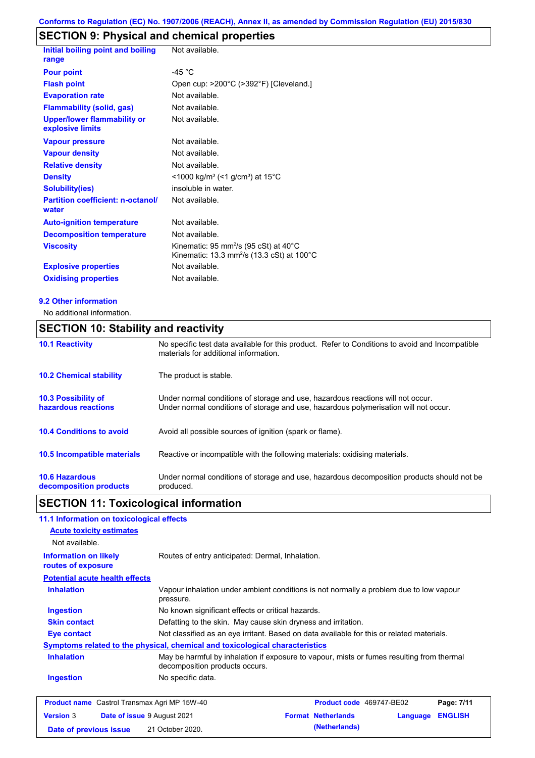## SECTION 9: Physical and chemical properties

| | |
|---|---|
| **Initial boiling point and boiling range** | Not available. |
| **Pour point** | -45 °C |
| **Flash point** | Open cup: >200°C (>392°F) [Cleveland.] |
| **Evaporation rate** | Not available. |
| **Flammability (solid, gas)** | Not available. |
| **Upper/lower flammability or explosive limits** | Not available. |
| **Vapour pressure** | Not available. |
| **Vapour density** | Not available. |
| **Relative density** | Not available. |
| **Density** | <1000 kg/m³ (<1 g/cm³) at 15°C |
| **Solubility(ies)** | insoluble in water. |
| **Partition coefficient: n-octanol/ water** | Not available. |
| **Auto-ignition temperature** | Not available. |
| **Decomposition temperature** | Not available. |
| **Viscosity** | Kinematic: 95 $mm^2/s$ (95 cSt) at 40°C<br>Kinematic: 13.3 $mm^2/s$ (13.3 cSt) at 100°C |
| **Explosive properties** | Not available. |
| **Oxidising properties** | Not available. |

### 9.2 Other information

No additional information.

## SECTION 10: Stability and reactivity

| | |
|---|---|
| **10.1 Reactivity** | No specific test data available for this product. Refer to Conditions to avoid and Incompatible materials for additional information. |
| **10.2 Chemical stability** | The product is stable. |
| **10.3 Possibility of hazardous reactions** | Under normal conditions of storage and use, hazardous reactions will not occur.<br>Under normal conditions of storage and use, hazardous polymerisation will not occur. |
| **10.4 Conditions to avoid** | Avoid all possible sources of ignition (spark or flame). |
| **10.5 Incompatible materials** | Reactive or incompatible with the following materials: oxidising materials. |
| **10.6 Hazardous decomposition products** | Under normal conditions of storage and use, hazardous decomposition products should not be produced. |

## SECTION 11: Toxicological information

### 11.1 Information on toxicological effects

**Acute toxicity estimates**

Not available.

| | |
|---|---|
| **Information on likely routes of exposure** | Routes of entry anticipated: Dermal, Inhalation. |

**Potential acute health effects**

| | |
|---|---|
| **Inhalation** | Vapour inhalation under ambient conditions is not normally a problem due to low vapour pressure. |
| **Ingestion** | No known significant effects or critical hazards. |
| **Skin contact** | Defatting to the skin. May cause skin dryness and irritation. |
| **Eye contact** | Not classified as an eye irritant. Based on data available for this or related materials. |

**Symptoms related to the physical, chemical and toxicological characteristics**

| | |
|---|---|
| **Inhalation** | May be harmful by inhalation if exposure to vapour, mists or fumes resulting from thermal decomposition products occurs. |
| **Ingestion** | No specific data. |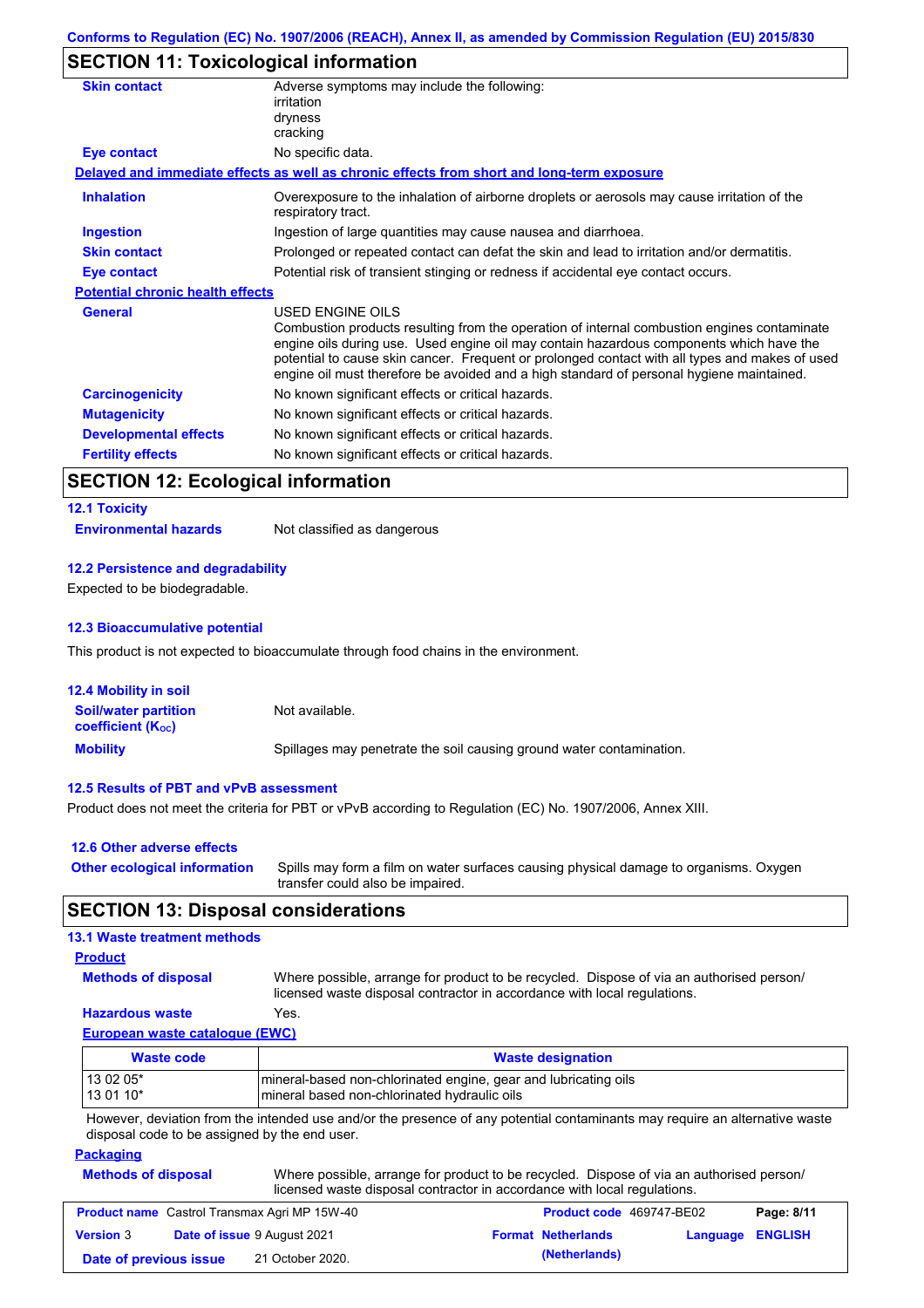## SECTION 11: Toxicological information

| | |
|---|---|
| **Skin contact** | Adverse symptoms may include the following:<br>irritation<br>dryness<br>cracking |
| **Eye contact** | No specific data. |

**Delayed and immediate effects as well as chronic effects from short and long-term exposure**

| | |
|---|---|
| **Inhalation** | Overexposure to the inhalation of airborne droplets or aerosols may cause irritation of the respiratory tract. |
| **Ingestion** | Ingestion of large quantities may cause nausea and diarrhoea. |
| **Skin contact** | Prolonged or repeated contact can defat the skin and lead to irritation and/or dermatitis. |
| **Eye contact** | Potential risk of transient stinging or redness if accidental eye contact occurs. |

**Potential chronic health effects**

| | |
|---|---|
| **General** | USED ENGINE OILS<br>Combustion products resulting from the operation of internal combustion engines contaminate engine oils during use. Used engine oil may contain hazardous components which have the potential to cause skin cancer. Frequent or prolonged contact with all types and makes of used engine oil must therefore be avoided and a high standard of personal hygiene maintained. |
| **Carcinogenicity** | No known significant effects or critical hazards. |
| **Mutagenicity** | No known significant effects or critical hazards. |
| **Developmental effects** | No known significant effects or critical hazards. |
| **Fertility effects** | No known significant effects or critical hazards. |

## SECTION 12: Ecological information

### 12.1 Toxicity

**Environmental hazards** Not classified as dangerous

### 12.2 Persistence and degradability

Expected to be biodegradable.

### 12.3 Bioaccumulative potential

This product is not expected to bioaccumulate through food chains in the environment.

### 12.4 Mobility in soil

| | |
|---|---|
| **Soil/water partition coefficient ($K_{OC}$)** | Not available. |
| **Mobility** | Spillages may penetrate the soil causing ground water contamination. |

### 12.5 Results of PBT and vPvB assessment

Product does not meet the criteria for PBT or vPvB according to Regulation (EC) No. 1907/2006, Annex XIII.

### 12.6 Other adverse effects

**Other ecological information** Spills may form a film on water surfaces causing physical damage to organisms. Oxygen transfer could also be impaired.

## SECTION 13: Disposal considerations

### 13.1 Waste treatment methods

**Product**

| | |
|---|---|
| **Methods of disposal** | Where possible, arrange for product to be recycled. Dispose of via an authorised person/ licensed waste disposal contractor in accordance with local regulations. |
| **Hazardous waste** | Yes. |

**European waste catalogue (EWC)**

| Waste code | Waste designation |
|---|---|
| 13 02 05*<br>13 01 10* | mineral-based non-chlorinated engine, gear and lubricating oils<br>mineral based non-chlorinated hydraulic oils |

However, deviation from the intended use and/or the presence of any potential contaminants may require an alternative waste disposal code to be assigned by the end user.

**Packaging**

**Methods of disposal** Where possible, arrange for product to be recycled. Dispose of via an authorised person/ licensed waste disposal contractor in accordance with local regulations.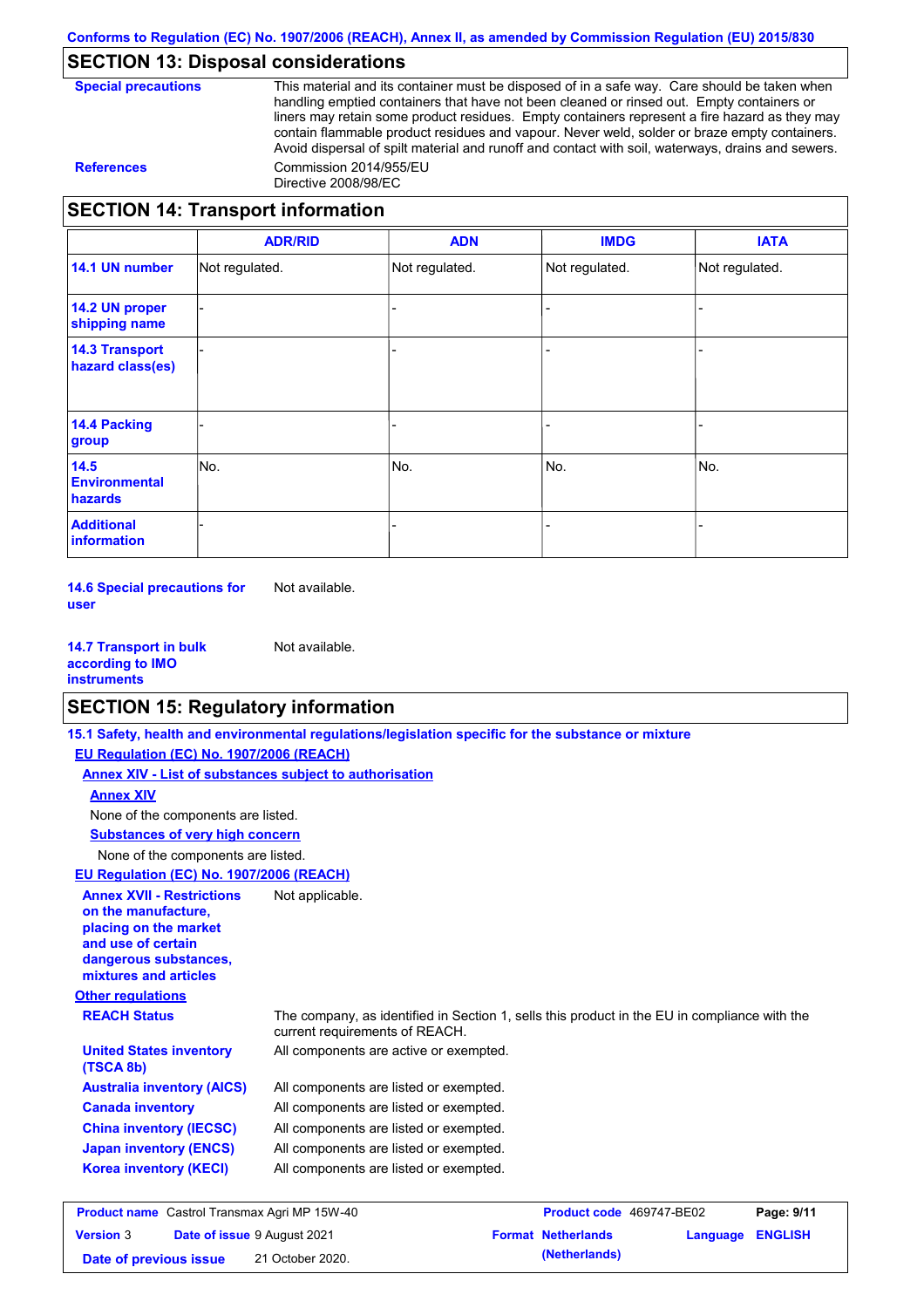## SECTION 13: Disposal considerations

**Special precautions**

This material and its container must be disposed of in a safe way. Care should be taken when handling emptied containers that have not been cleaned or rinsed out. Empty containers or liners may retain some product residues. Empty containers represent a fire hazard as they may contain flammable product residues and vapour. Never weld, solder or braze empty containers. Avoid dispersal of spilt material and runoff and contact with soil, waterways, drains and sewers.

**References**

Commission 2014/955/EU
Directive 2008/98/EC

## SECTION 14: Transport information

| | ADR/RID | ADN | IMDG | IATA |
|---|---|---|---|---|
| **14.1 UN number** | Not regulated. | Not regulated. | Not regulated. | Not regulated. |
| **14.2 UN proper shipping name** | - | - | - | - |
| **14.3 Transport hazard class(es)** | - | - | - | - |
| **14.4 Packing group** | - | - | - | - |
| **14.5 Environmental hazards** | No. | No. | No. | No. |
| **Additional information** | - | - | - | - |

**14.6 Special precautions for user**: Not available.

**14.7 Transport in bulk according to IMO instruments**: Not available.

## SECTION 15: Regulatory information

**15.1 Safety, health and environmental regulations/legislation specific for the substance or mixture**

**EU Regulation (EC) No. 1907/2006 (REACH)**

**Annex XIV - List of substances subject to authorisation**

**Annex XIV**

None of the components are listed.

**Substances of very high concern**

None of the components are listed.

**EU Regulation (EC) No. 1907/2006 (REACH)**

**Annex XVII - Restrictions on the manufacture, placing on the market and use of certain dangerous substances, mixtures and articles**: Not applicable.

**Other regulations**

**REACH Status**: The company, as identified in Section 1, sells this product in the EU in compliance with the current requirements of REACH.

**United States inventory (TSCA 8b)**: All components are active or exempted.

**Australia inventory (AICS)**: All components are listed or exempted.

**Canada inventory**: All components are listed or exempted.

**China inventory (IECSC)**: All components are listed or exempted.

**Japan inventory (ENCS)**: All components are listed or exempted.

**Korea inventory (KECI)**: All components are listed or exempted.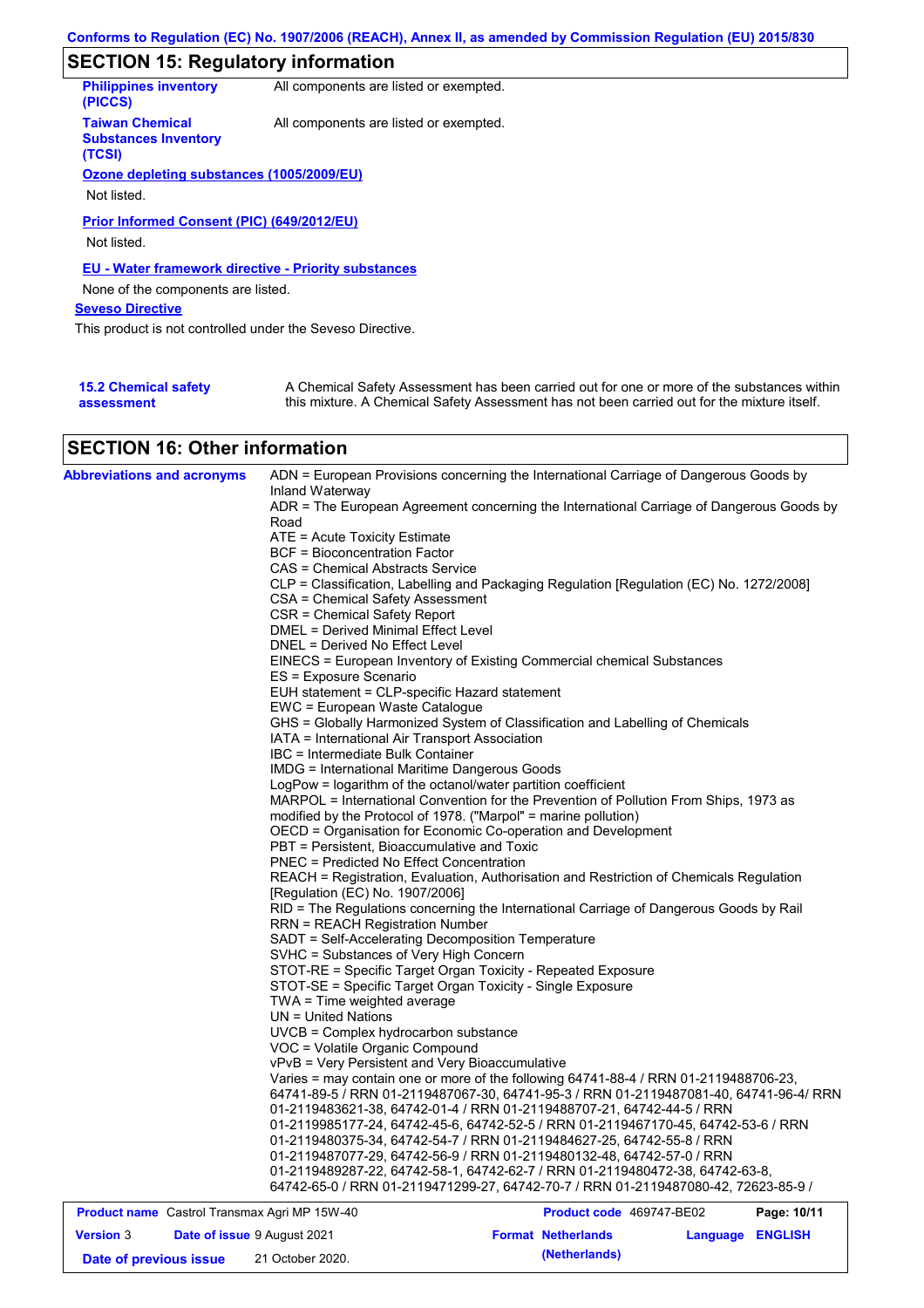## SECTION 15: Regulatory information

**Philippines inventory (PICCS)** All components are listed or exempted.

**Taiwan Chemical Substances Inventory (TCSI)** All components are listed or exempted.

**Ozone depleting substances (1005/2009/EU)**

Not listed.

**Prior Informed Consent (PIC) (649/2012/EU)**

Not listed.

**EU - Water framework directive - Priority substances**

None of the components are listed.

**Seveso Directive**

This product is not controlled under the Seveso Directive.

**15.2 Chemical safety assessment** A Chemical Safety Assessment has been carried out for one or more of the substances within this mixture. A Chemical Safety Assessment has not been carried out for the mixture itself.

## SECTION 16: Other information

**Abbreviations and acronyms**

ADN = European Provisions concerning the International Carriage of Dangerous Goods by Inland Waterway
ADR = The European Agreement concerning the International Carriage of Dangerous Goods by Road
ATE = Acute Toxicity Estimate
BCF = Bioconcentration Factor
CAS = Chemical Abstracts Service
CLP = Classification, Labelling and Packaging Regulation [Regulation (EC) No. 1272/2008]
CSA = Chemical Safety Assessment
CSR = Chemical Safety Report
DMEL = Derived Minimal Effect Level
DNEL = Derived No Effect Level
EINECS = European Inventory of Existing Commercial chemical Substances
ES = Exposure Scenario
EUH statement = CLP-specific Hazard statement
EWC = European Waste Catalogue
GHS = Globally Harmonized System of Classification and Labelling of Chemicals
IATA = International Air Transport Association
IBC = Intermediate Bulk Container
IMDG = International Maritime Dangerous Goods
LogPow = logarithm of the octanol/water partition coefficient
MARPOL = International Convention for the Prevention of Pollution From Ships, 1973 as modified by the Protocol of 1978. ("Marpol" = marine pollution)
OECD = Organisation for Economic Co-operation and Development
PBT = Persistent, Bioaccumulative and Toxic
PNEC = Predicted No Effect Concentration
REACH = Registration, Evaluation, Authorisation and Restriction of Chemicals Regulation [Regulation (EC) No. 1907/2006]
RID = The Regulations concerning the International Carriage of Dangerous Goods by Rail
RRN = REACH Registration Number
SADT = Self-Accelerating Decomposition Temperature
SVHC = Substances of Very High Concern
STOT-RE = Specific Target Organ Toxicity - Repeated Exposure
STOT-SE = Specific Target Organ Toxicity - Single Exposure
TWA = Time weighted average
UN = United Nations
UVCB = Complex hydrocarbon substance
VOC = Volatile Organic Compound
vPvB = Very Persistent and Very Bioaccumulative
Varies = may contain one or more of the following 64741-88-4 / RRN 01-2119488706-23, 64741-89-5 / RRN 01-2119487067-30, 64741-95-3 / RRN 01-2119487081-40, 64741-96-4/ RRN 01-2119483621-38, 64742-01-4 / RRN 01-2119488707-21, 64742-44-5 / RRN 01-2119985177-24, 64742-45-6, 64742-52-5 / RRN 01-2119467170-45, 64742-53-6 / RRN 01-2119480375-34, 64742-54-7 / RRN 01-2119484627-25, 64742-55-8 / RRN 01-2119487077-29, 64742-56-9 / RRN 01-2119480132-48, 64742-57-0 / RRN 01-2119489287-22, 64742-58-1, 64742-62-7 / RRN 01-2119480472-38, 64742-63-8, 64742-65-0 / RRN 01-2119471299-27, 64742-70-7 / RRN 01-2119487080-42, 72623-85-9 /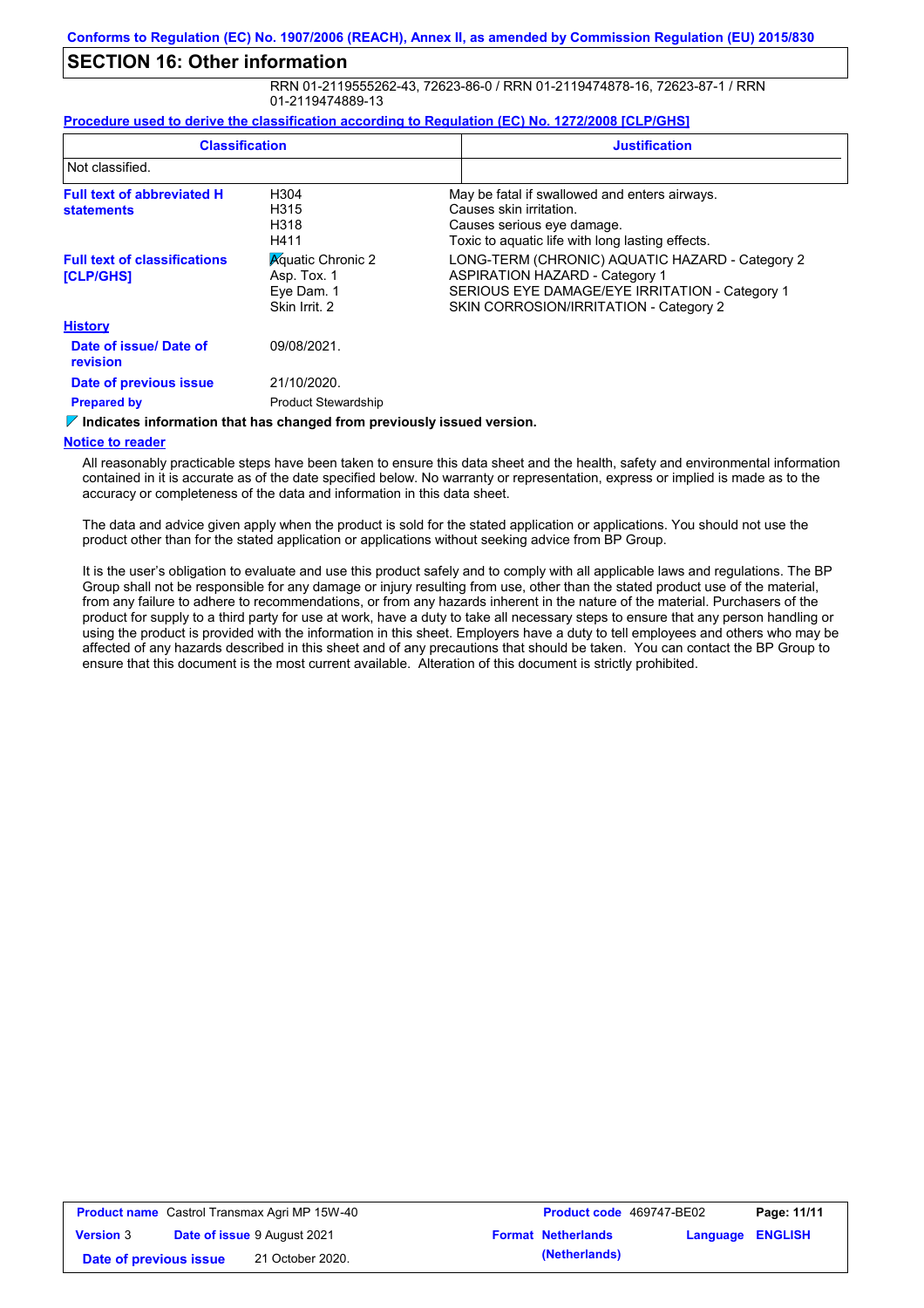Conforms to Regulation (EC) No. 1907/2006 (REACH), Annex II, as amended by Commission Regulation (EU) 2015/830

## SECTION 16: Other information

RRN 01-2119555262-43, 72623-86-0 / RRN 01-2119474878-16, 72623-87-1 / RRN 01-2119474889-13

**Procedure used to derive the classification according to Regulation (EC) No. 1272/2008 [CLP/GHS]**

| Classification | Justification |
|---|---|
| Not classified. | |

**Full text of abbreviated H statements**

| | |
|---|---|
| H304 | May be fatal if swallowed and enters airways. |
| H315 | Causes skin irritation. |
| H318 | Causes serious eye damage. |
| H411 | Toxic to aquatic life with long lasting effects. |

**Full text of classifications [CLP/GHS]**

| | |
|---|---|
| Aquatic Chronic 2 | LONG-TERM (CHRONIC) AQUATIC HAZARD - Category 2 |
| Asp. Tox. 1 | ASPIRATION HAZARD - Category 1 |
| Eye Dam. 1 | SERIOUS EYE DAMAGE/EYE IRRITATION - Category 1 |
| Skin Irrit. 2 | SKIN CORROSION/IRRITATION - Category 2 |

**History**

**Date of issue/ Date of revision** 09/08/2021.

**Date of previous issue** 21/10/2020.

**Prepared by** Product Stewardship

**Indicates information that has changed from previously issued version.**

**Notice to reader**

All reasonably practicable steps have been taken to ensure this data sheet and the health, safety and environmental information contained in it is accurate as of the date specified below. No warranty or representation, express or implied is made as to the accuracy or completeness of the data and information in this data sheet.

The data and advice given apply when the product is sold for the stated application or applications. You should not use the product other than for the stated application or applications without seeking advice from BP Group.

It is the user's obligation to evaluate and use this product safely and to comply with all applicable laws and regulations. The BP Group shall not be responsible for any damage or injury resulting from use, other than the stated product use of the material, from any failure to adhere to recommendations, or from any hazards inherent in the nature of the material. Purchasers of the product for supply to a third party for use at work, have a duty to take all necessary steps to ensure that any person handling or using the product is provided with the information in this sheet. Employers have a duty to tell employees and others who may be affected of any hazards described in this sheet and of any precautions that should be taken. You can contact the BP Group to ensure that this document is the most current available. Alteration of this document is strictly prohibited.

| | | | |
|---|---|---|---|
| **Product name** Castrol Transmax Agri MP 15W-40 | | **Product code** 469747-BE02 | |
| **Version** 3 | **Date of issue** 9 August 2021 | **Format** Netherlands (Netherlands) | **Language** ENGLISH |
| **Date of previous issue** 21 October 2020. | | | |